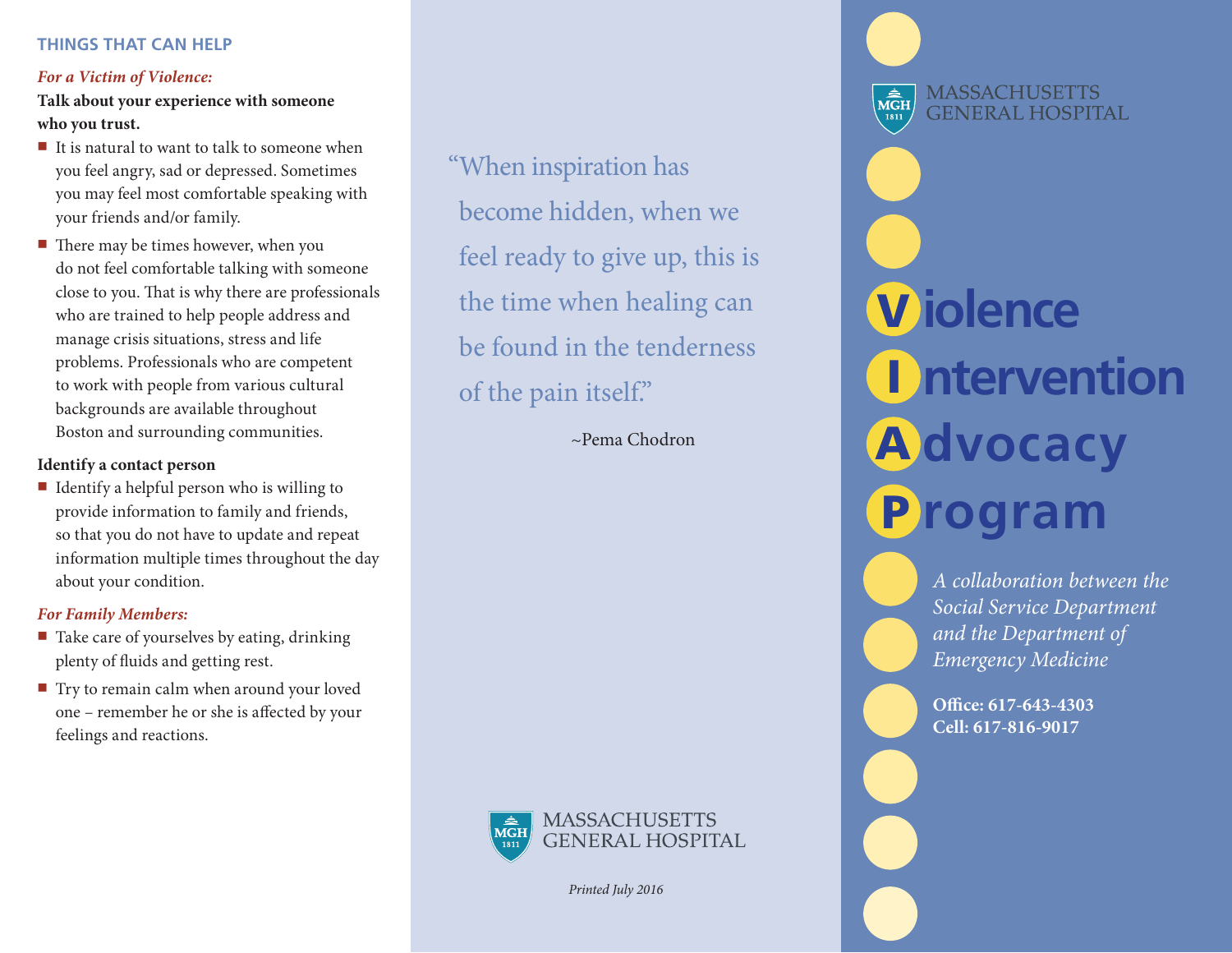## THINGS THAT CAN HELP

### *For a Victim of Violence:*

**Talk about your experience with someone who you trust.**

- It is natural to want to talk to someone when you feel angry, sad or depressed. Sometimes you may feel most comfortable speaking with your friends and/or family.
- There may be times however, when you do not feel comfortable talking with someone close to you. That is why there are professionals who are trained to help people address and manage crisis situations, stress and life problems. Professionals who are competent to work with people from various cultural backgrounds are available throughout Boston and surrounding communities.

**Identify a contact person**

- Identify a helpful person who is willing to provide information to family and friends, so that you do not have to update and repeat information multiple times throughout the day about your condition.

### *For Family Members:*

- Take care of yourselves by eating, drinking plenty of fluids and getting rest.
- Try to remain calm when around your loved one – remember he or she is affected by your feelings and reactions.

"When inspiration has become hidden, when we feel ready to give up, this is the time when healing can be found in the tenderness of the pain itself."

~Pema Chodron

MASSACHUSETTS GENERAL HOSPITAL

*Printed July 2016*

MASSACHUSETTS GENERAL HOSPITAL

# Violence Intervention Advocacy Program

*A collaboration between the Social Service Department and the Department of Emergency Medicine*

**Office: 617-643-4303**
**Cell: 617-816-9017**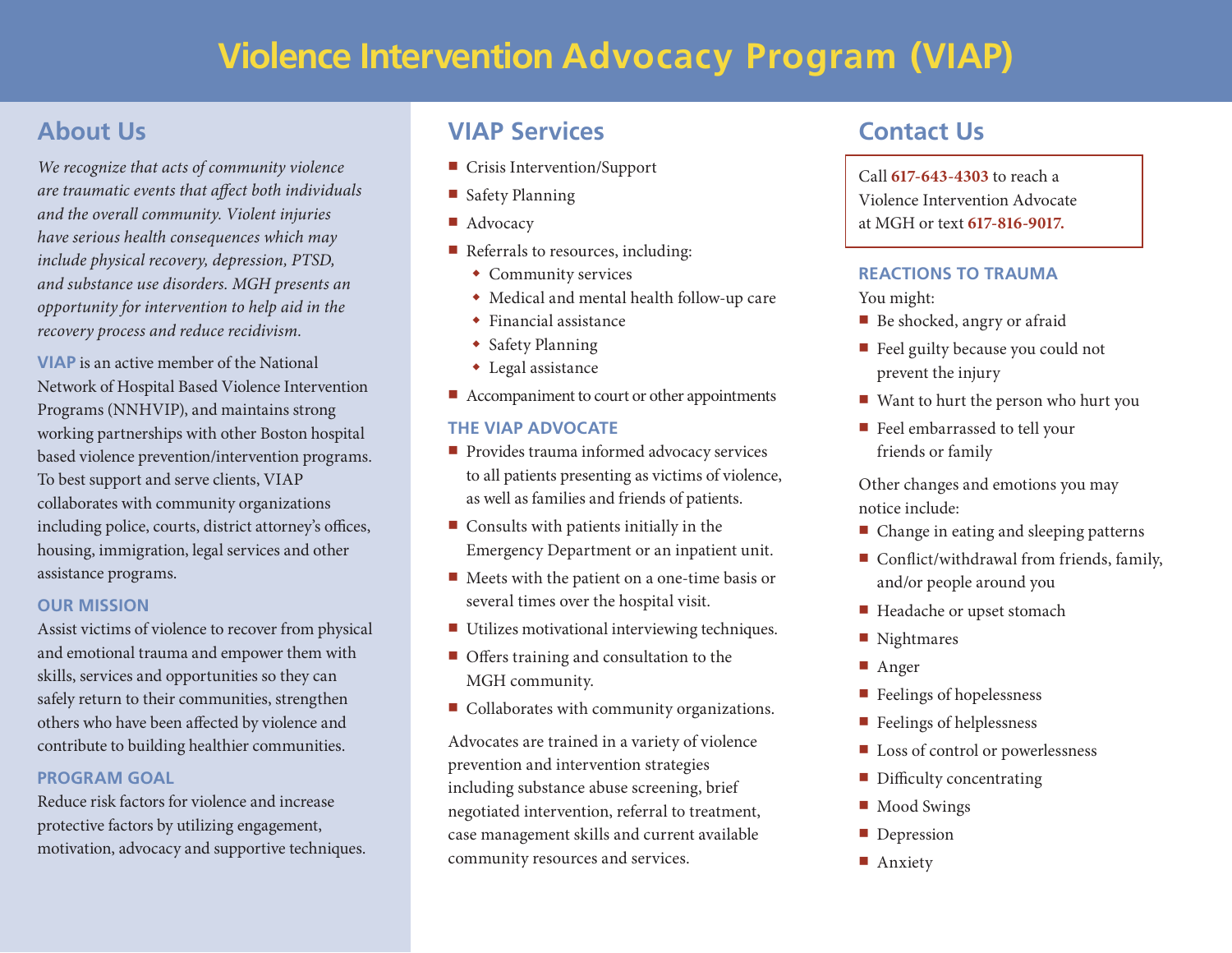// Auto-generated from Claude (Anthropic) — treat as AI-generated content.
# Violence Intervention Advocacy Program (VIAP)

## About Us

*We recognize that acts of community violence are traumatic events that affect both individuals and the overall community. Violent injuries have serious health consequences which may include physical recovery, depression, PTSD, and substance use disorders. MGH presents an opportunity for intervention to help aid in the recovery process and reduce recidivism.*

**VIAP** is an active member of the National Network of Hospital Based Violence Intervention Programs (NNHVIP), and maintains strong working partnerships with other Boston hospital based violence prevention/intervention programs. To best support and serve clients, VIAP collaborates with community organizations including police, courts, district attorney's offices, housing, immigration, legal services and other assistance programs.

### OUR MISSION

Assist victims of violence to recover from physical and emotional trauma and empower them with skills, services and opportunities so they can safely return to their communities, strengthen others who have been affected by violence and contribute to building healthier communities.

### PROGRAM GOAL

Reduce risk factors for violence and increase protective factors by utilizing engagement, motivation, advocacy and supportive techniques.

## VIAP Services

- Crisis Intervention/Support
- Safety Planning
- Advocacy
- Referrals to resources, including:
  - Community services
  - Medical and mental health follow-up care
  - Financial assistance
  - Safety Planning
  - Legal assistance
- Accompaniment to court or other appointments

### THE VIAP ADVOCATE

- Provides trauma informed advocacy services to all patients presenting as victims of violence, as well as families and friends of patients.
- Consults with patients initially in the Emergency Department or an inpatient unit.
- Meets with the patient on a one-time basis or several times over the hospital visit.
- Utilizes motivational interviewing techniques.
- Offers training and consultation to the MGH community.
- Collaborates with community organizations.

Advocates are trained in a variety of violence prevention and intervention strategies including substance abuse screening, brief negotiated intervention, referral to treatment, case management skills and current available community resources and services.

## Contact Us

Call **617-643-4303** to reach a Violence Intervention Advocate at MGH or text **617-816-9017.**

### REACTIONS TO TRAUMA

You might:

- Be shocked, angry or afraid
- Feel guilty because you could not prevent the injury
- Want to hurt the person who hurt you
- Feel embarrassed to tell your friends or family

Other changes and emotions you may notice include:

- Change in eating and sleeping patterns
- Conflict/withdrawal from friends, family, and/or people around you
- Headache or upset stomach
- Nightmares
- Anger
- Feelings of hopelessness
- Feelings of helplessness
- Loss of control or powerlessness
- Difficulty concentrating
- Mood Swings
- Depression
- Anxiety